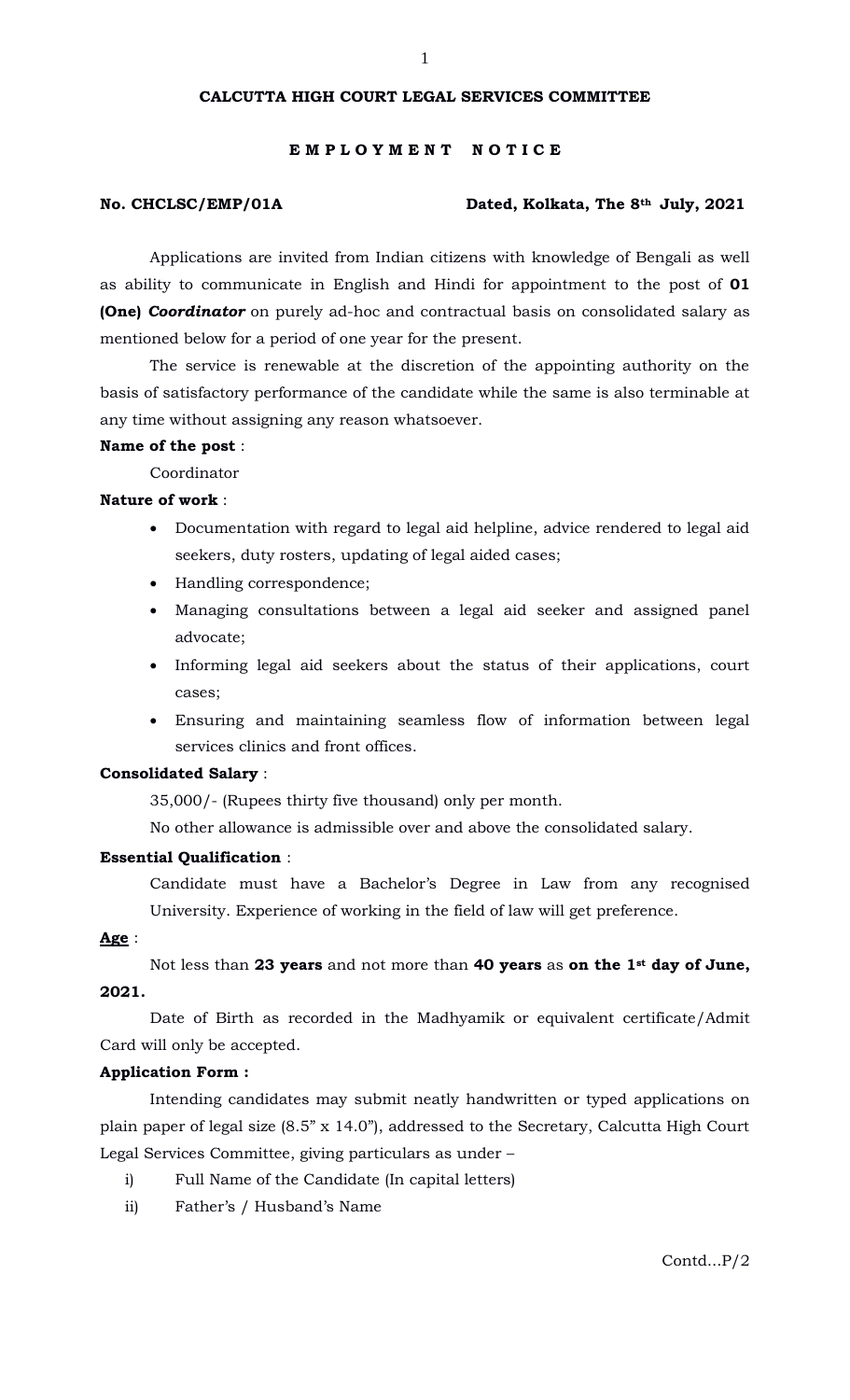## CALCUTTA HIGH COURT LEGAL SERVICES COMMITTEE

### E M P L O Y M E N T  N O T I C E

**No. CHCLSC/EMP/01A** **Dated, Kolkata, The 8th July, 2021**

Applications are invited from Indian citizens with knowledge of Bengali as well as ability to communicate in English and Hindi for appointment to the post of **01 (One)** ***Coordinator*** on purely ad-hoc and contractual basis on consolidated salary as mentioned below for a period of one year for the present.

The service is renewable at the discretion of the appointing authority on the basis of satisfactory performance of the candidate while the same is also terminable at any time without assigning any reason whatsoever.

**Name of the post** :

Coordinator

**Nature of work** :

- Documentation with regard to legal aid helpline, advice rendered to legal aid seekers, duty rosters, updating of legal aided cases;
- Handling correspondence;
- Managing consultations between a legal aid seeker and assigned panel advocate;
- Informing legal aid seekers about the status of their applications, court cases;
- Ensuring and maintaining seamless flow of information between legal services clinics and front offices.

**Consolidated Salary** :

35,000/- (Rupees thirty five thousand) only per month.

No other allowance is admissible over and above the consolidated salary.

**Essential Qualification** :

Candidate must have a Bachelor's Degree in Law from any recognised University. Experience of working in the field of law will get preference.

**Age** :

Not less than **23 years** and not more than **40 years** as **on the 1st day of June, 2021.**

Date of Birth as recorded in the Madhyamik or equivalent certificate/Admit Card will only be accepted.

**Application Form :**

Intending candidates may submit neatly handwritten or typed applications on plain paper of legal size (8.5" x 14.0"), addressed to the Secretary, Calcutta High Court Legal Services Committee, giving particulars as under –

i) Full Name of the Candidate (In capital letters)

ii) Father's / Husband's Name

Contd…P/2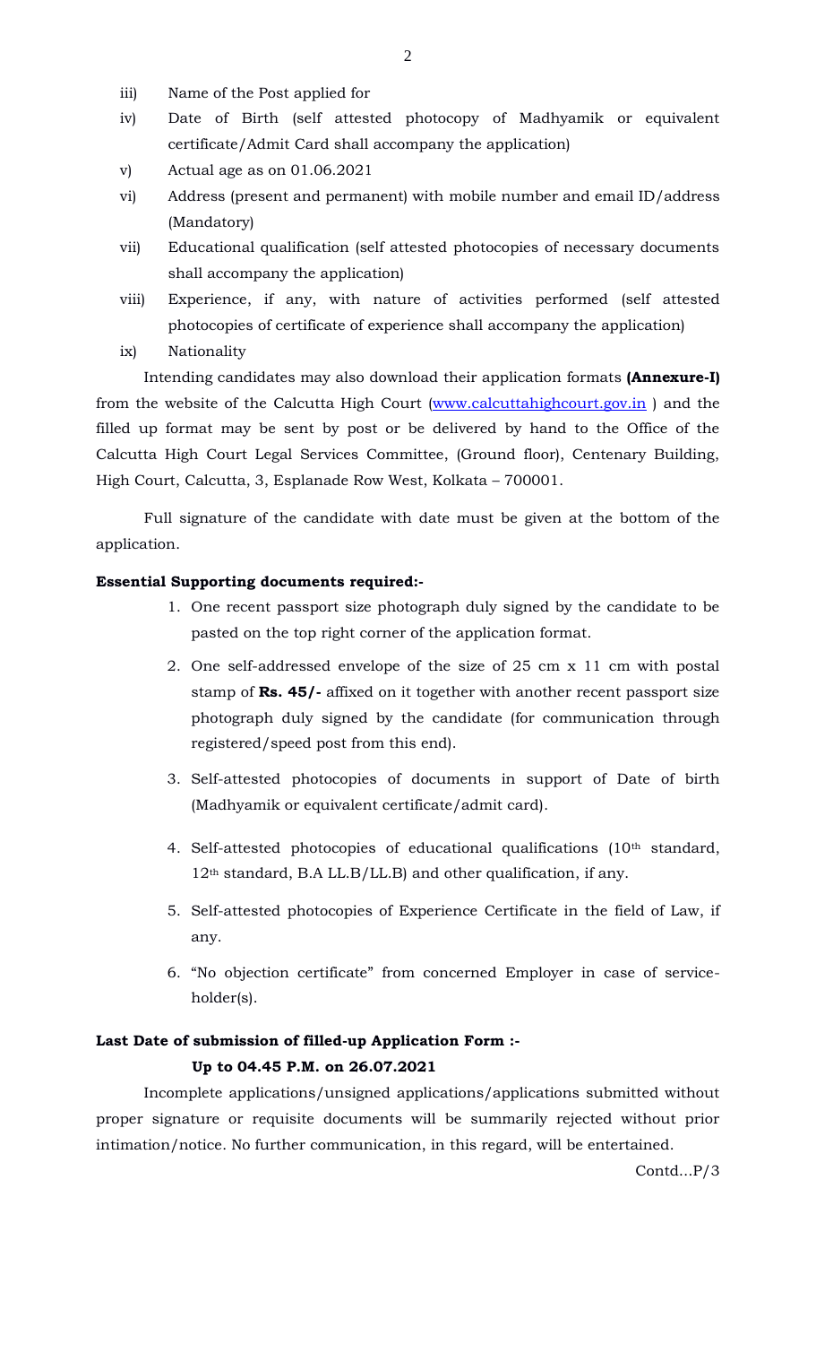iii) Name of the Post applied for

iv) Date of Birth (self attested photocopy of Madhyamik or equivalent certificate/Admit Card shall accompany the application)

v) Actual age as on 01.06.2021

vi) Address (present and permanent) with mobile number and email ID/address (Mandatory)

vii) Educational qualification (self attested photocopies of necessary documents shall accompany the application)

viii) Experience, if any, with nature of activities performed (self attested photocopies of certificate of experience shall accompany the application)

ix) Nationality

Intending candidates may also download their application formats **(Annexure-I)** from the website of the Calcutta High Court (www.calcuttahighcourt.gov.in ) and the filled up format may be sent by post or be delivered by hand to the Office of the Calcutta High Court Legal Services Committee, (Ground floor), Centenary Building, High Court, Calcutta, 3, Esplanade Row West, Kolkata – 700001.

Full signature of the candidate with date must be given at the bottom of the application.

**Essential Supporting documents required:-**

1. One recent passport size photograph duly signed by the candidate to be pasted on the top right corner of the application format.
2. One self-addressed envelope of the size of 25 cm x 11 cm with postal stamp of **Rs. 45/-** affixed on it together with another recent passport size photograph duly signed by the candidate (for communication through registered/speed post from this end).
3. Self-attested photocopies of documents in support of Date of birth (Madhyamik or equivalent certificate/admit card).
4. Self-attested photocopies of educational qualifications (10th standard, 12th standard, B.A LL.B/LL.B) and other qualification, if any.
5. Self-attested photocopies of Experience Certificate in the field of Law, if any.
6. "No objection certificate" from concerned Employer in case of service-holder(s).

**Last Date of submission of filled-up Application Form :-**

**Up to 04.45 P.M. on 26.07.2021**

Incomplete applications/unsigned applications/applications submitted without proper signature or requisite documents will be summarily rejected without prior intimation/notice. No further communication, in this regard, will be entertained.

Contd…P/3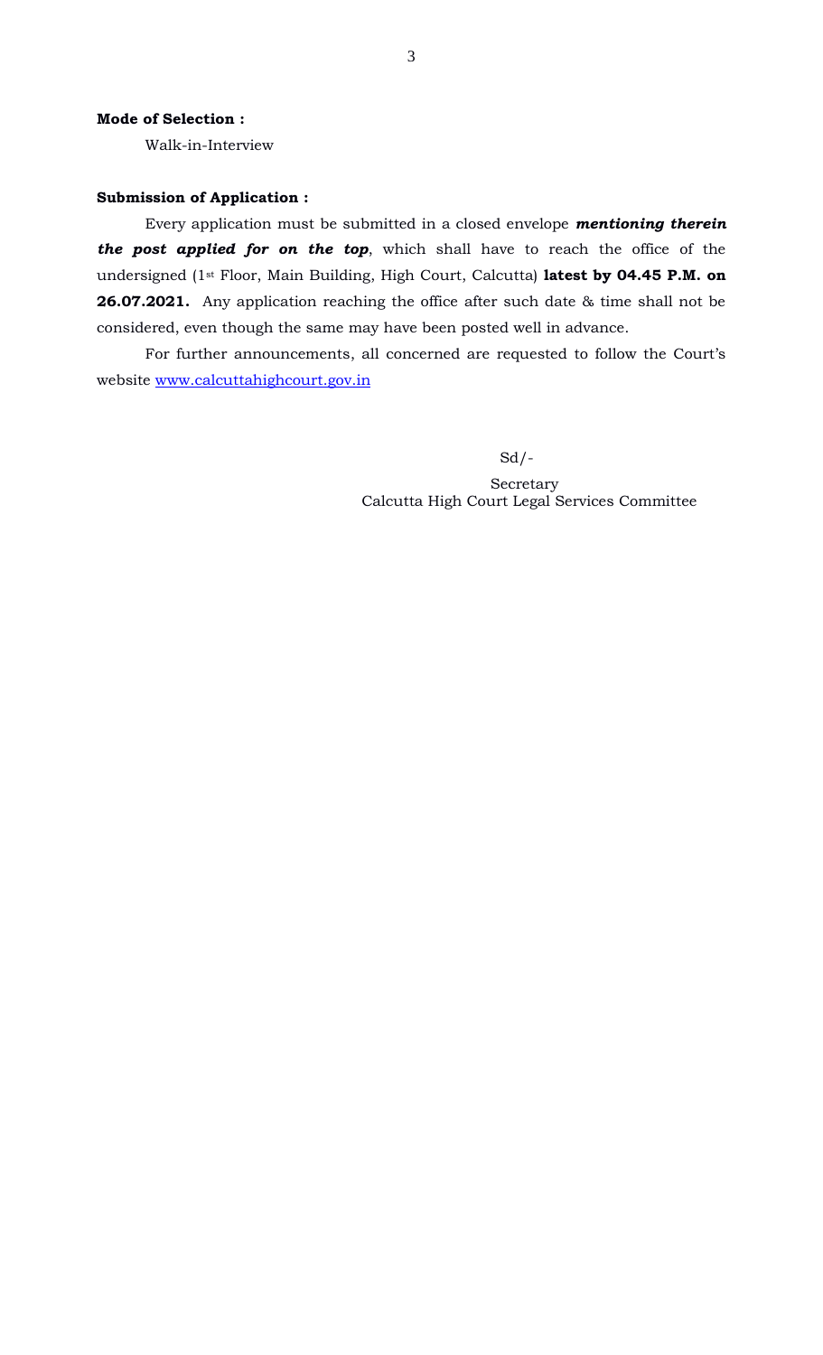**Mode of Selection :**

Walk-in-Interview

**Submission of Application :**

Every application must be submitted in a closed envelope ***mentioning therein the post applied for on the top***, which shall have to reach the office of the undersigned (1st Floor, Main Building, High Court, Calcutta) **latest by 04.45 P.M. on 26.07.2021.** Any application reaching the office after such date & time shall not be considered, even though the same may have been posted well in advance.

For further announcements, all concerned are requested to follow the Court's website [www.calcuttahighcourt.gov.in](http://www.calcuttahighcourt.gov.in)

Sd/-

Secretary
Calcutta High Court Legal Services Committee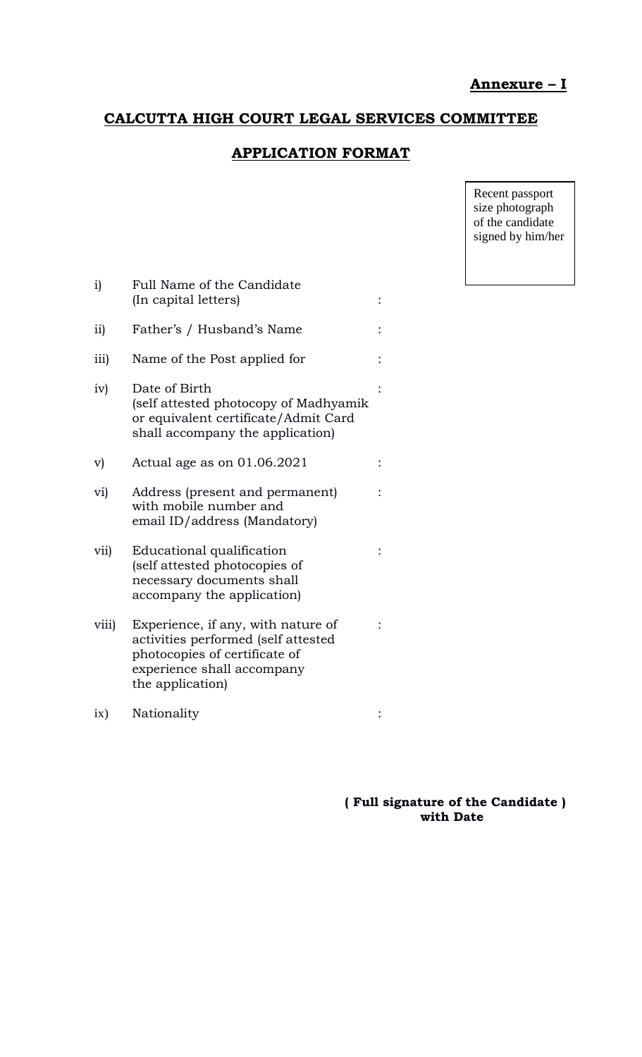**Annexure – I**

# CALCUTTA HIGH COURT LEGAL SERVICES COMMITTEE

## APPLICATION FORMAT

Recent passport size photograph of the candidate signed by him/her

| | | |
|---|---|---|
| i) | Full Name of the Candidate (In capital letters) | : |
| ii) | Father's / Husband's Name | : |
| iii) | Name of the Post applied for | : |
| iv) | Date of Birth (self attested photocopy of Madhyamik or equivalent certificate/Admit Card shall accompany the application) | : |
| v) | Actual age as on 01.06.2021 | : |
| vi) | Address (present and permanent) with mobile number and email ID/address (Mandatory) | : |
| vii) | Educational qualification (self attested photocopies of necessary documents shall accompany the application) | : |
| viii) | Experience, if any, with nature of activities performed (self attested photocopies of certificate of experience shall accompany the application) | : |
| ix) | Nationality | : |

**( Full signature of the Candidate ) with Date**